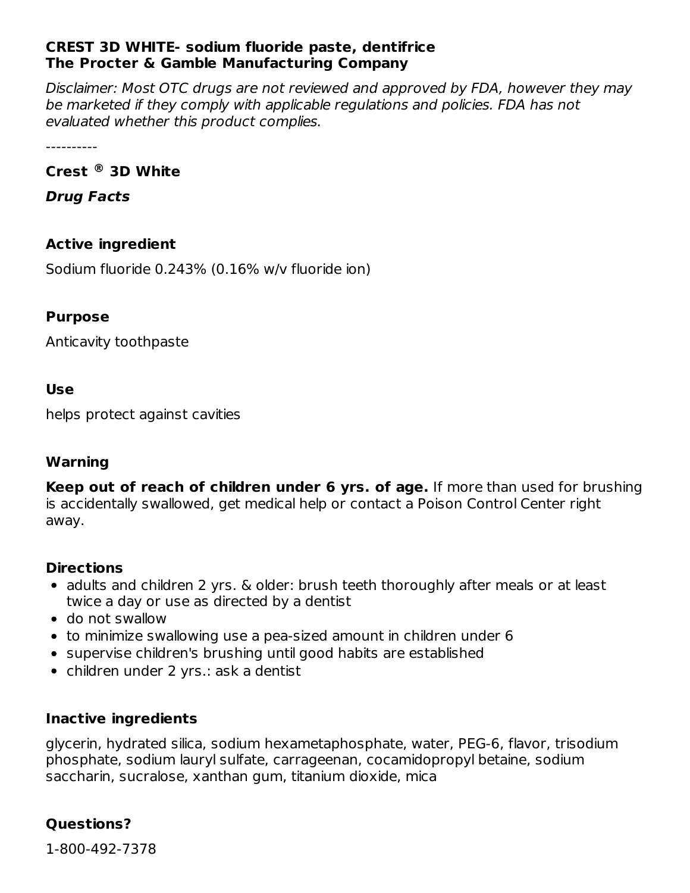**CREST 3D WHITE- sodium fluoride paste, dentifrice**
**The Procter & Gamble Manufacturing Company**

*Disclaimer: Most OTC drugs are not reviewed and approved by FDA, however they may be marketed if they comply with applicable regulations and policies. FDA has not evaluated whether this product complies.*

----------

**Crest ® 3D White**

***Drug Facts***

**Active ingredient**

Sodium fluoride 0.243% (0.16% w/v fluoride ion)

**Purpose**

Anticavity toothpaste

**Use**

helps protect against cavities

**Warning**

**Keep out of reach of children under 6 yrs. of age.** If more than used for brushing is accidentally swallowed, get medical help or contact a Poison Control Center right away.

**Directions**

- adults and children 2 yrs. & older: brush teeth thoroughly after meals or at least twice a day or use as directed by a dentist
- do not swallow
- to minimize swallowing use a pea-sized amount in children under 6
- supervise children's brushing until good habits are established
- children under 2 yrs.: ask a dentist

**Inactive ingredients**

glycerin, hydrated silica, sodium hexametaphosphate, water, PEG-6, flavor, trisodium phosphate, sodium lauryl sulfate, carrageenan, cocamidopropyl betaine, sodium saccharin, sucralose, xanthan gum, titanium dioxide, mica

**Questions?**

1-800-492-7378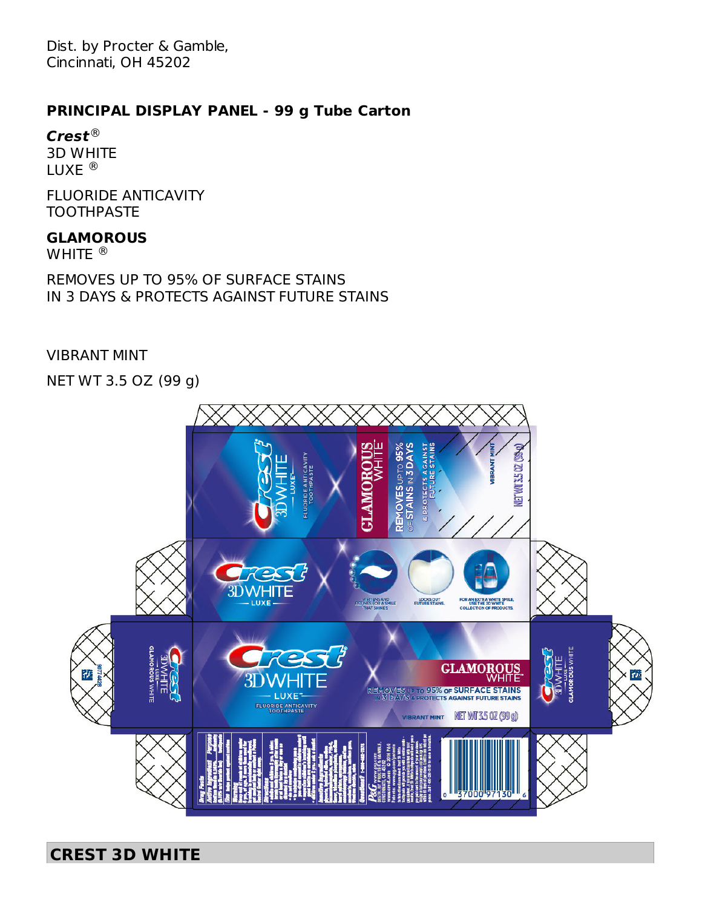Dist. by Procter & Gamble,
Cincinnati, OH 45202

## PRINCIPAL DISPLAY PANEL - 99 g Tube Carton

***Crest***®
3D WHITE
LUXE ®

FLUORIDE ANTICAVITY
TOOTHPASTE

**GLAMOROUS**
WHITE ®

REMOVES UP TO 95% OF SURFACE STAINS
IN 3 DAYS & PROTECTS AGAINST FUTURE STAINS

VIBRANT MINT

NET WT 3.5 OZ (99 g)

## CREST 3D WHITE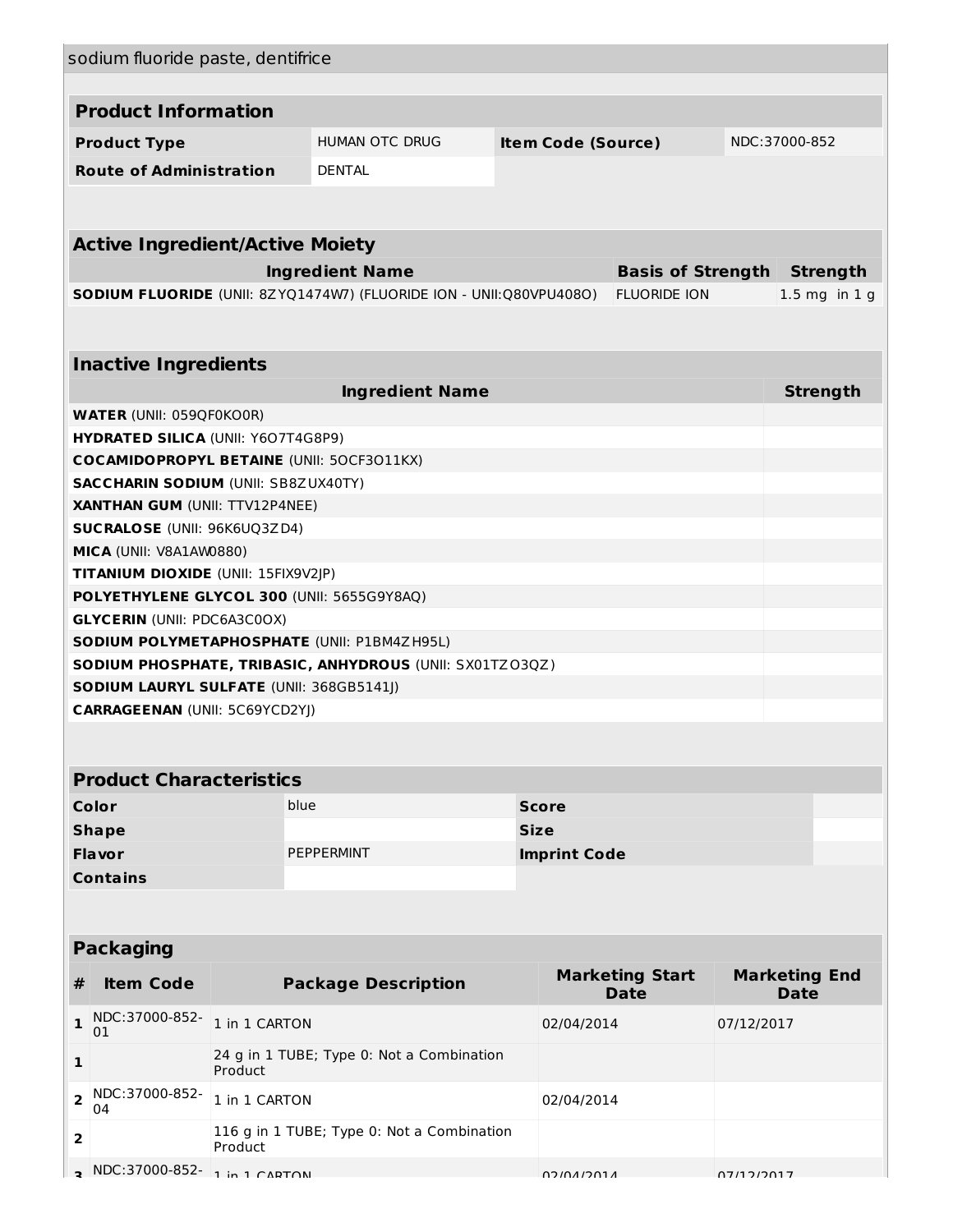sodium fluoride paste, dentifrice

## Product Information

| | | | |
|---|---|---|---|
| **Product Type** | HUMAN OTC DRUG | **Item Code (Source)** | NDC:37000-852 |
| **Route of Administration** | DENTAL | | |

## Active Ingredient/Active Moiety

| Ingredient Name | Basis of Strength | Strength |
|---|---|---|
| **SODIUM FLUORIDE** (UNII: 8ZYQ1474W7) (FLUORIDE ION - UNII:Q80VPU408O) | FLUORIDE ION | 1.5 mg in 1 g |

## Inactive Ingredients

| Ingredient Name | Strength |
|---|---|
| **WATER** (UNII: 059QF0KO0R) | |
| **HYDRATED SILICA** (UNII: Y6O7T4G8P9) | |
| **COCAMIDOPROPYL BETAINE** (UNII: 5OCF3O11KX) | |
| **SACCHARIN SODIUM** (UNII: SB8ZUX40TY) | |
| **XANTHAN GUM** (UNII: TTV12P4NEE) | |
| **SUCRALOSE** (UNII: 96K6UQ3ZD4) | |
| **MICA** (UNII: V8A1AW0880) | |
| **TITANIUM DIOXIDE** (UNII: 15FIX9V2JP) | |
| **POLYETHYLENE GLYCOL 300** (UNII: 5655G9Y8AQ) | |
| **GLYCERIN** (UNII: PDC6A3C0OX) | |
| **SODIUM POLYMETAPHOSPHATE** (UNII: P1BM4ZH95L) | |
| **SODIUM PHOSPHATE, TRIBASIC, ANHYDROUS** (UNII: SX01TZO3QZ) | |
| **SODIUM LAURYL SULFATE** (UNII: 368GB5141J) | |
| **CARRAGEENAN** (UNII: 5C69YCD2YJ) | |

## Product Characteristics

| | | | |
|---|---|---|---|
| **Color** | blue | **Score** | |
| **Shape** | | **Size** | |
| **Flavor** | PEPPERMINT | **Imprint Code** | |
| **Contains** | | | |

## Packaging

| # | Item Code | Package Description | Marketing Start Date | Marketing End Date |
|---|---|---|---|---|
| 1 | NDC:37000-852-01 | 1 in 1 CARTON | 02/04/2014 | 07/12/2017 |
| 1 | | 24 g in 1 TUBE; Type 0: Not a Combination Product | | |
| 2 | NDC:37000-852-04 | 1 in 1 CARTON | 02/04/2014 | |
| 2 | | 116 g in 1 TUBE; Type 0: Not a Combination Product | | |
| 3 | NDC:37000-852- | 1 in 1 CARTON | 02/04/2014 | 07/12/2017 |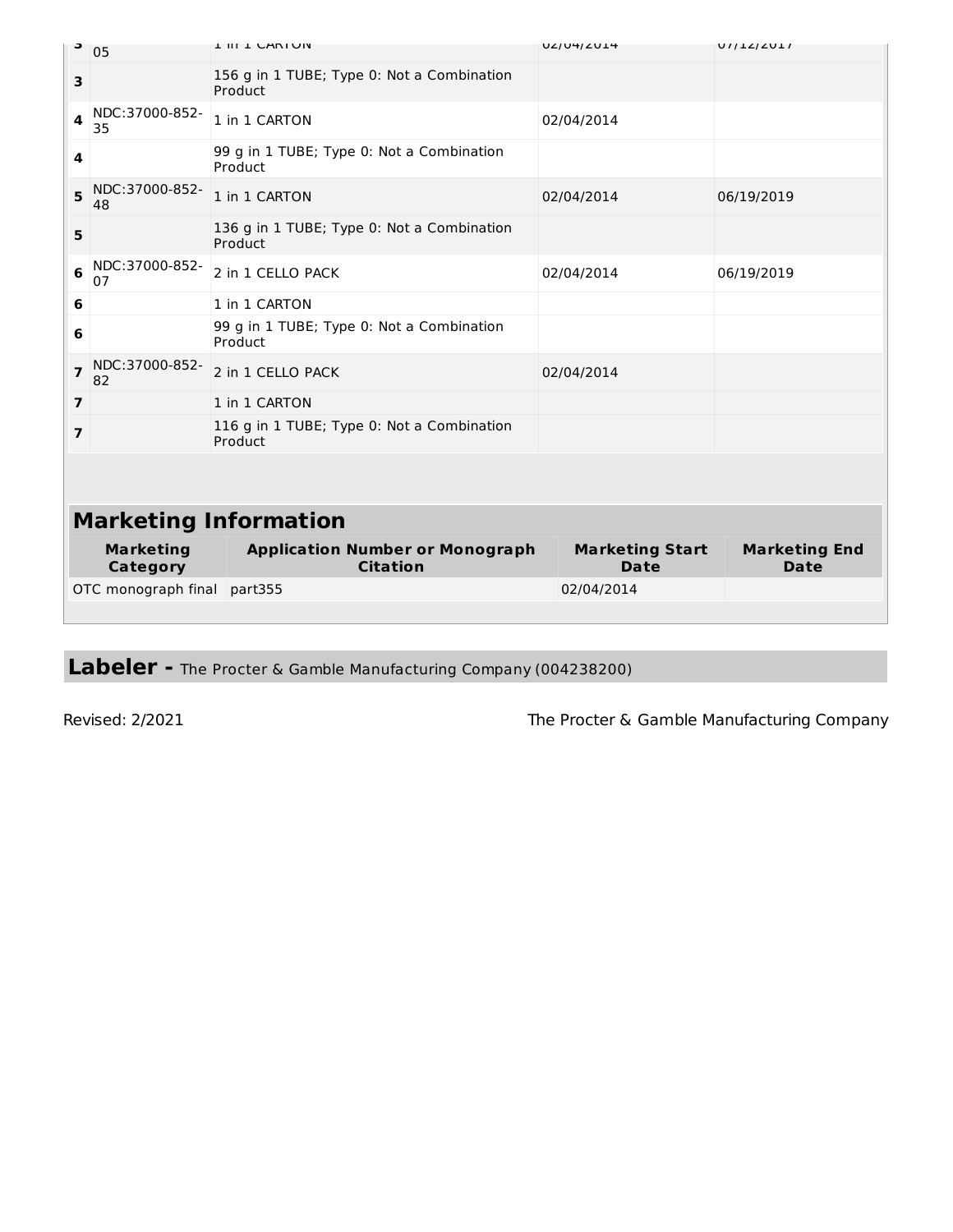| | | | | |
|---|---|---|---|---|
| 3 | NDC:37000-852-05 | 1 in 1 CARTON | 02/04/2014 | 07/12/2017 |
| 3 | | 156 g in 1 TUBE; Type 0: Not a Combination Product | | |
| 4 | NDC:37000-852-35 | 1 in 1 CARTON | 02/04/2014 | |
| 4 | | 99 g in 1 TUBE; Type 0: Not a Combination Product | | |
| 5 | NDC:37000-852-48 | 1 in 1 CARTON | 02/04/2014 | 06/19/2019 |
| 5 | | 136 g in 1 TUBE; Type 0: Not a Combination Product | | |
| 6 | NDC:37000-852-07 | 2 in 1 CELLO PACK | 02/04/2014 | 06/19/2019 |
| 6 | | 1 in 1 CARTON | | |
| 6 | | 99 g in 1 TUBE; Type 0: Not a Combination Product | | |
| 7 | NDC:37000-852-82 | 2 in 1 CELLO PACK | 02/04/2014 | |
| 7 | | 1 in 1 CARTON | | |
| 7 | | 116 g in 1 TUBE; Type 0: Not a Combination Product | | |

## Marketing Information

| Marketing Category | Application Number or Monograph Citation | Marketing Start Date | Marketing End Date |
|---|---|---|---|
| OTC monograph final | part355 | 02/04/2014 | |

**Labeler -** The Procter & Gamble Manufacturing Company (004238200)

Revised: 2/2021

The Procter & Gamble Manufacturing Company